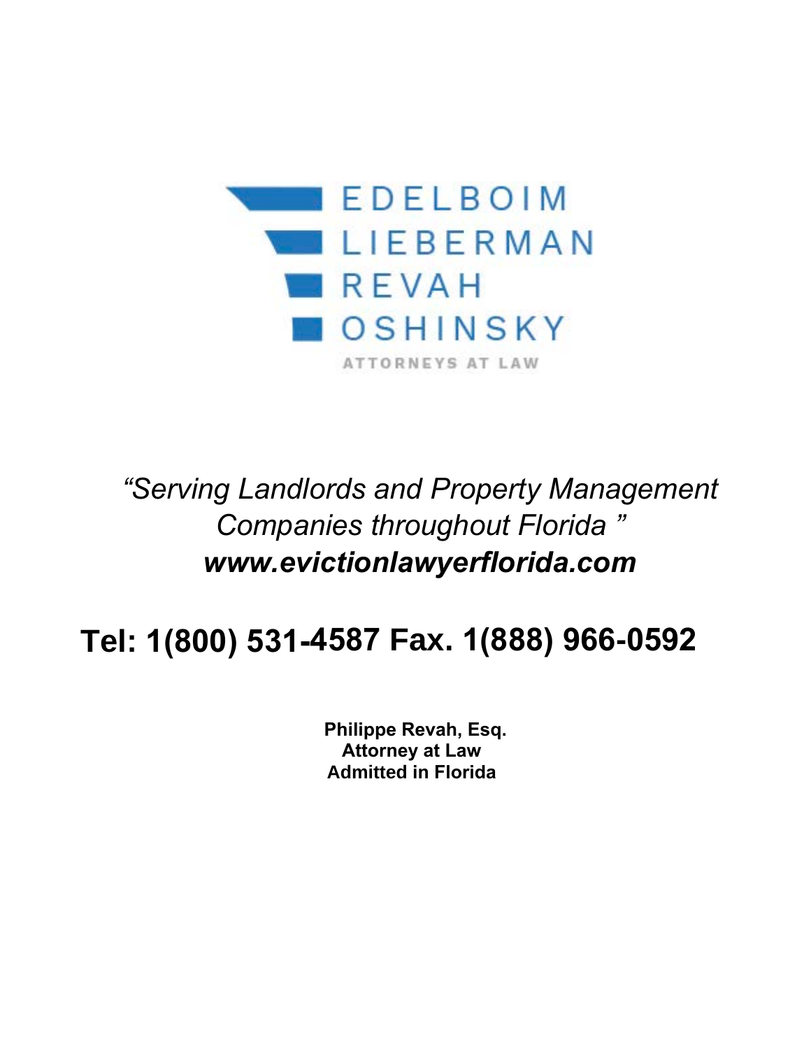# EDELBOIM
# LIEBERMAN
# REVAH
# OSHINSKY

ATTORNEYS AT LAW

*"Serving Landlords and Property Management Companies throughout Florida "*

***www.evictionlawyerflorida.com***

## Tel: 1(800) 531-4587 Fax. 1(888) 966-0592

**Philippe Revah, Esq.**
**Attorney at Law**
**Admitted in Florida**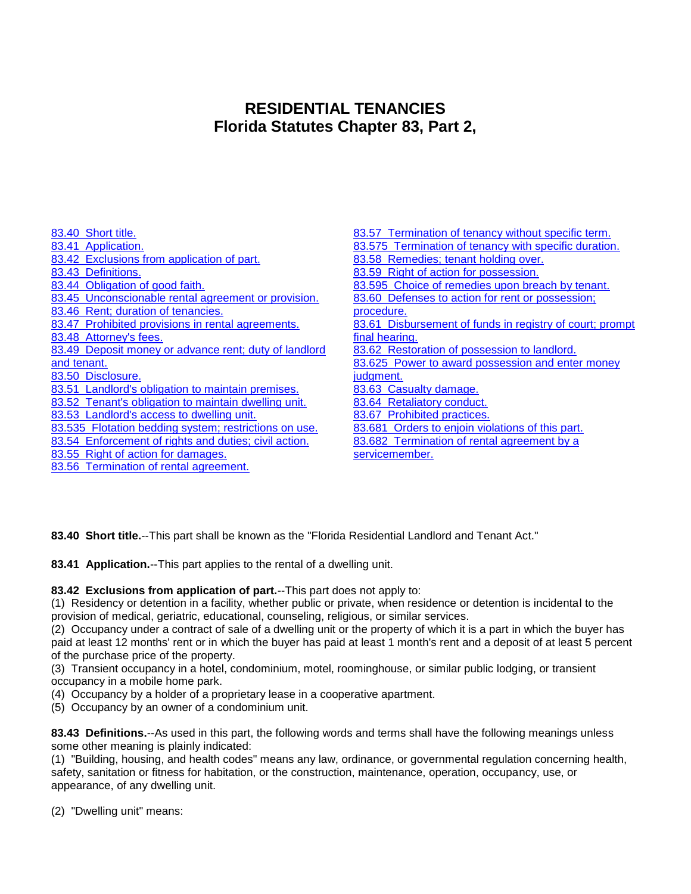# RESIDENTIAL TENANCIES
# Florida Statutes Chapter 83, Part 2,

83.40 Short title.
83.41 Application.
83.42 Exclusions from application of part.
83.43 Definitions.
83.44 Obligation of good faith.
83.45 Unconscionable rental agreement or provision.
83.46 Rent; duration of tenancies.
83.47 Prohibited provisions in rental agreements.
83.48 Attorney's fees.
83.49 Deposit money or advance rent; duty of landlord and tenant.
83.50 Disclosure.
83.51 Landlord's obligation to maintain premises.
83.52 Tenant's obligation to maintain dwelling unit.
83.53 Landlord's access to dwelling unit.
83.535 Flotation bedding system; restrictions on use.
83.54 Enforcement of rights and duties; civil action.
83.55 Right of action for damages.
83.56 Termination of rental agreement.
83.57 Termination of tenancy without specific term.
83.575 Termination of tenancy with specific duration.
83.58 Remedies; tenant holding over.
83.59 Right of action for possession.
83.595 Choice of remedies upon breach by tenant.
83.60 Defenses to action for rent or possession; procedure.
83.61 Disbursement of funds in registry of court; prompt final hearing.
83.62 Restoration of possession to landlord.
83.625 Power to award possession and enter money judgment.
83.63 Casualty damage.
83.64 Retaliatory conduct.
83.67 Prohibited practices.
83.681 Orders to enjoin violations of this part.
83.682 Termination of rental agreement by a servicemember.

**83.40 Short title.**--This part shall be known as the "Florida Residential Landlord and Tenant Act."

**83.41 Application.**--This part applies to the rental of a dwelling unit.

**83.42 Exclusions from application of part.**--This part does not apply to:
(1) Residency or detention in a facility, whether public or private, when residence or detention is incidental to the provision of medical, geriatric, educational, counseling, religious, or similar services.
(2) Occupancy under a contract of sale of a dwelling unit or the property of which it is a part in which the buyer has paid at least 12 months' rent or in which the buyer has paid at least 1 month's rent and a deposit of at least 5 percent of the purchase price of the property.
(3) Transient occupancy in a hotel, condominium, motel, roominghouse, or similar public lodging, or transient occupancy in a mobile home park.
(4) Occupancy by a holder of a proprietary lease in a cooperative apartment.
(5) Occupancy by an owner of a condominium unit.

**83.43 Definitions.**--As used in this part, the following words and terms shall have the following meanings unless some other meaning is plainly indicated:
(1) "Building, housing, and health codes" means any law, ordinance, or governmental regulation concerning health, safety, sanitation or fitness for habitation, or the construction, maintenance, operation, occupancy, use, or appearance, of any dwelling unit.

(2) "Dwelling unit" means: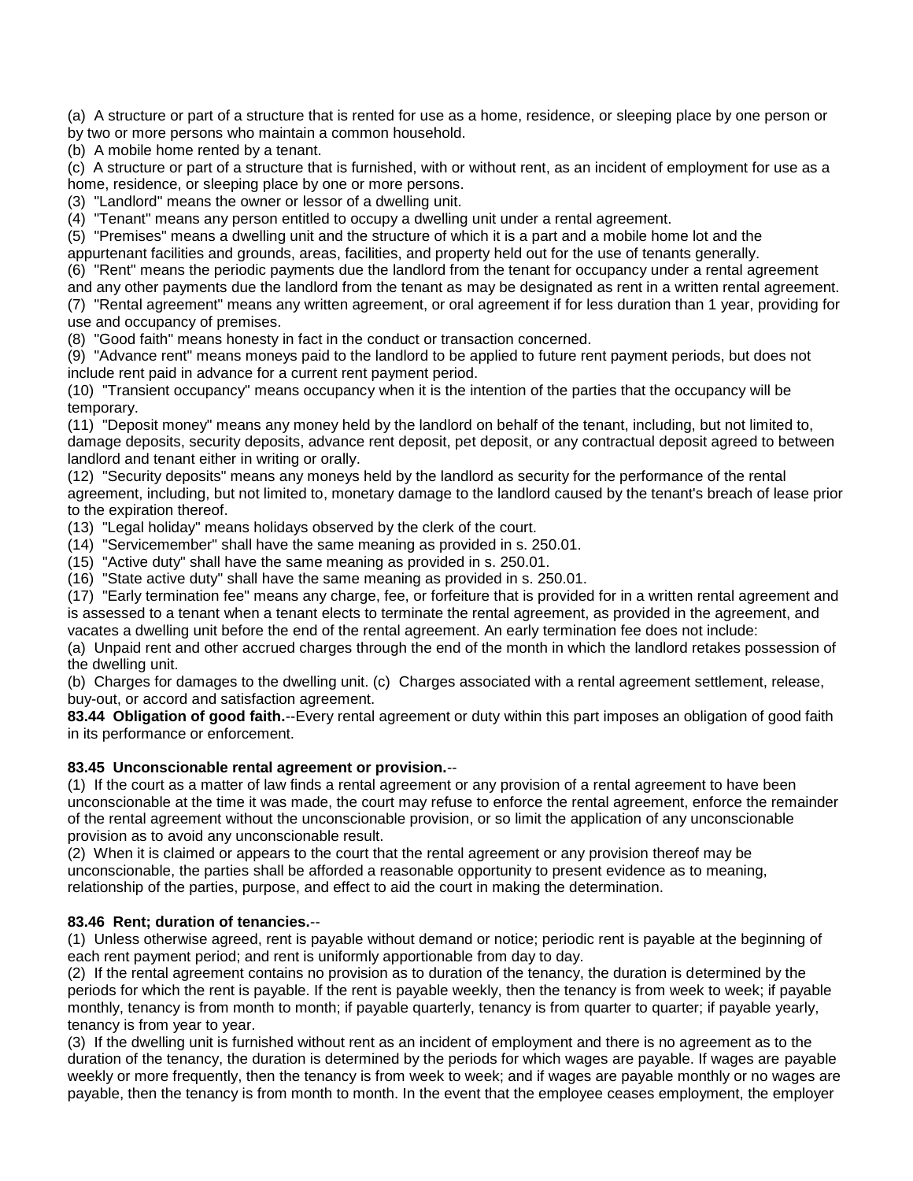(a) A structure or part of a structure that is rented for use as a home, residence, or sleeping place by one person or by two or more persons who maintain a common household.
(b) A mobile home rented by a tenant.
(c) A structure or part of a structure that is furnished, with or without rent, as an incident of employment for use as a home, residence, or sleeping place by one or more persons.
(3) "Landlord" means the owner or lessor of a dwelling unit.
(4) "Tenant" means any person entitled to occupy a dwelling unit under a rental agreement.
(5) "Premises" means a dwelling unit and the structure of which it is a part and a mobile home lot and the appurtenant facilities and grounds, areas, facilities, and property held out for the use of tenants generally.
(6) "Rent" means the periodic payments due the landlord from the tenant for occupancy under a rental agreement and any other payments due the landlord from the tenant as may be designated as rent in a written rental agreement.
(7) "Rental agreement" means any written agreement, or oral agreement if for less duration than 1 year, providing for use and occupancy of premises.
(8) "Good faith" means honesty in fact in the conduct or transaction concerned.
(9) "Advance rent" means moneys paid to the landlord to be applied to future rent payment periods, but does not include rent paid in advance for a current rent payment period.
(10) "Transient occupancy" means occupancy when it is the intention of the parties that the occupancy will be temporary.
(11) "Deposit money" means any money held by the landlord on behalf of the tenant, including, but not limited to, damage deposits, security deposits, advance rent deposit, pet deposit, or any contractual deposit agreed to between landlord and tenant either in writing or orally.
(12) "Security deposits" means any moneys held by the landlord as security for the performance of the rental agreement, including, but not limited to, monetary damage to the landlord caused by the tenant's breach of lease prior to the expiration thereof.
(13) "Legal holiday" means holidays observed by the clerk of the court.
(14) "Servicemember" shall have the same meaning as provided in s. 250.01.
(15) "Active duty" shall have the same meaning as provided in s. 250.01.
(16) "State active duty" shall have the same meaning as provided in s. 250.01.
(17) "Early termination fee" means any charge, fee, or forfeiture that is provided for in a written rental agreement and is assessed to a tenant when a tenant elects to terminate the rental agreement, as provided in the agreement, and vacates a dwelling unit before the end of the rental agreement. An early termination fee does not include:
(a) Unpaid rent and other accrued charges through the end of the month in which the landlord retakes possession of the dwelling unit.
(b) Charges for damages to the dwelling unit. (c) Charges associated with a rental agreement settlement, release, buy-out, or accord and satisfaction agreement.

**83.44 Obligation of good faith.**--Every rental agreement or duty within this part imposes an obligation of good faith in its performance or enforcement.

**83.45 Unconscionable rental agreement or provision.**--

(1) If the court as a matter of law finds a rental agreement or any provision of a rental agreement to have been unconscionable at the time it was made, the court may refuse to enforce the rental agreement, enforce the remainder of the rental agreement without the unconscionable provision, or so limit the application of any unconscionable provision as to avoid any unconscionable result.
(2) When it is claimed or appears to the court that the rental agreement or any provision thereof may be unconscionable, the parties shall be afforded a reasonable opportunity to present evidence as to meaning, relationship of the parties, purpose, and effect to aid the court in making the determination.

**83.46 Rent; duration of tenancies.**--

(1) Unless otherwise agreed, rent is payable without demand or notice; periodic rent is payable at the beginning of each rent payment period; and rent is uniformly apportionable from day to day.
(2) If the rental agreement contains no provision as to duration of the tenancy, the duration is determined by the periods for which the rent is payable. If the rent is payable weekly, then the tenancy is from week to week; if payable monthly, tenancy is from month to month; if payable quarterly, tenancy is from quarter to quarter; if payable yearly, tenancy is from year to year.
(3) If the dwelling unit is furnished without rent as an incident of employment and there is no agreement as to the duration of the tenancy, the duration is determined by the periods for which wages are payable. If wages are payable weekly or more frequently, then the tenancy is from week to week; and if wages are payable monthly or no wages are payable, then the tenancy is from month to month. In the event that the employee ceases employment, the employer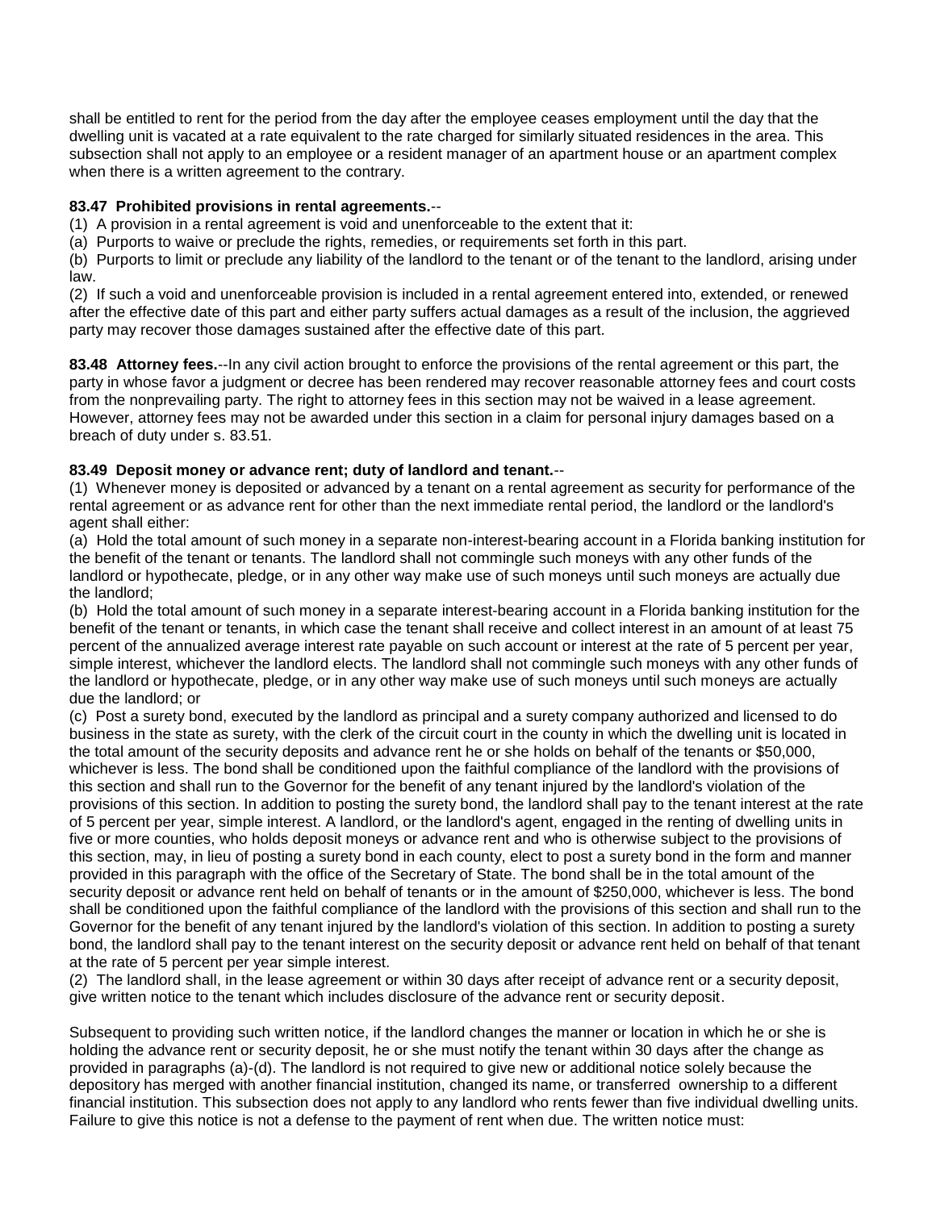shall be entitled to rent for the period from the day after the employee ceases employment until the day that the dwelling unit is vacated at a rate equivalent to the rate charged for similarly situated residences in the area. This subsection shall not apply to an employee or a resident manager of an apartment house or an apartment complex when there is a written agreement to the contrary.

**83.47 Prohibited provisions in rental agreements.**--

(1) A provision in a rental agreement is void and unenforceable to the extent that it:

(a) Purports to waive or preclude the rights, remedies, or requirements set forth in this part.

(b) Purports to limit or preclude any liability of the landlord to the tenant or of the tenant to the landlord, arising under law.

(2) If such a void and unenforceable provision is included in a rental agreement entered into, extended, or renewed after the effective date of this part and either party suffers actual damages as a result of the inclusion, the aggrieved party may recover those damages sustained after the effective date of this part.

**83.48 Attorney fees.**--In any civil action brought to enforce the provisions of the rental agreement or this part, the party in whose favor a judgment or decree has been rendered may recover reasonable attorney fees and court costs from the nonprevailing party. The right to attorney fees in this section may not be waived in a lease agreement. However, attorney fees may not be awarded under this section in a claim for personal injury damages based on a breach of duty under s. 83.51.

**83.49 Deposit money or advance rent; duty of landlord and tenant.**--

(1) Whenever money is deposited or advanced by a tenant on a rental agreement as security for performance of the rental agreement or as advance rent for other than the next immediate rental period, the landlord or the landlord's agent shall either:

(a) Hold the total amount of such money in a separate non-interest-bearing account in a Florida banking institution for the benefit of the tenant or tenants. The landlord shall not commingle such moneys with any other funds of the landlord or hypothecate, pledge, or in any other way make use of such moneys until such moneys are actually due the landlord;

(b) Hold the total amount of such money in a separate interest-bearing account in a Florida banking institution for the benefit of the tenant or tenants, in which case the tenant shall receive and collect interest in an amount of at least 75 percent of the annualized average interest rate payable on such account or interest at the rate of 5 percent per year, simple interest, whichever the landlord elects. The landlord shall not commingle such moneys with any other funds of the landlord or hypothecate, pledge, or in any other way make use of such moneys until such moneys are actually due the landlord; or

(c) Post a surety bond, executed by the landlord as principal and a surety company authorized and licensed to do business in the state as surety, with the clerk of the circuit court in the county in which the dwelling unit is located in the total amount of the security deposits and advance rent he or she holds on behalf of the tenants or $50,000, whichever is less. The bond shall be conditioned upon the faithful compliance of the landlord with the provisions of this section and shall run to the Governor for the benefit of any tenant injured by the landlord's violation of the provisions of this section. In addition to posting the surety bond, the landlord shall pay to the tenant interest at the rate of 5 percent per year, simple interest. A landlord, or the landlord's agent, engaged in the renting of dwelling units in five or more counties, who holds deposit moneys or advance rent and who is otherwise subject to the provisions of this section, may, in lieu of posting a surety bond in each county, elect to post a surety bond in the form and manner provided in this paragraph with the office of the Secretary of State. The bond shall be in the total amount of the security deposit or advance rent held on behalf of tenants or in the amount of $250,000, whichever is less. The bond shall be conditioned upon the faithful compliance of the landlord with the provisions of this section and shall run to the Governor for the benefit of any tenant injured by the landlord's violation of this section. In addition to posting a surety bond, the landlord shall pay to the tenant interest on the security deposit or advance rent held on behalf of that tenant at the rate of 5 percent per year simple interest.

(2) The landlord shall, in the lease agreement or within 30 days after receipt of advance rent or a security deposit, give written notice to the tenant which includes disclosure of the advance rent or security deposit.

Subsequent to providing such written notice, if the landlord changes the manner or location in which he or she is holding the advance rent or security deposit, he or she must notify the tenant within 30 days after the change as provided in paragraphs (a)-(d). The landlord is not required to give new or additional notice solely because the depository has merged with another financial institution, changed its name, or transferred ownership to a different financial institution. This subsection does not apply to any landlord who rents fewer than five individual dwelling units. Failure to give this notice is not a defense to the payment of rent when due. The written notice must: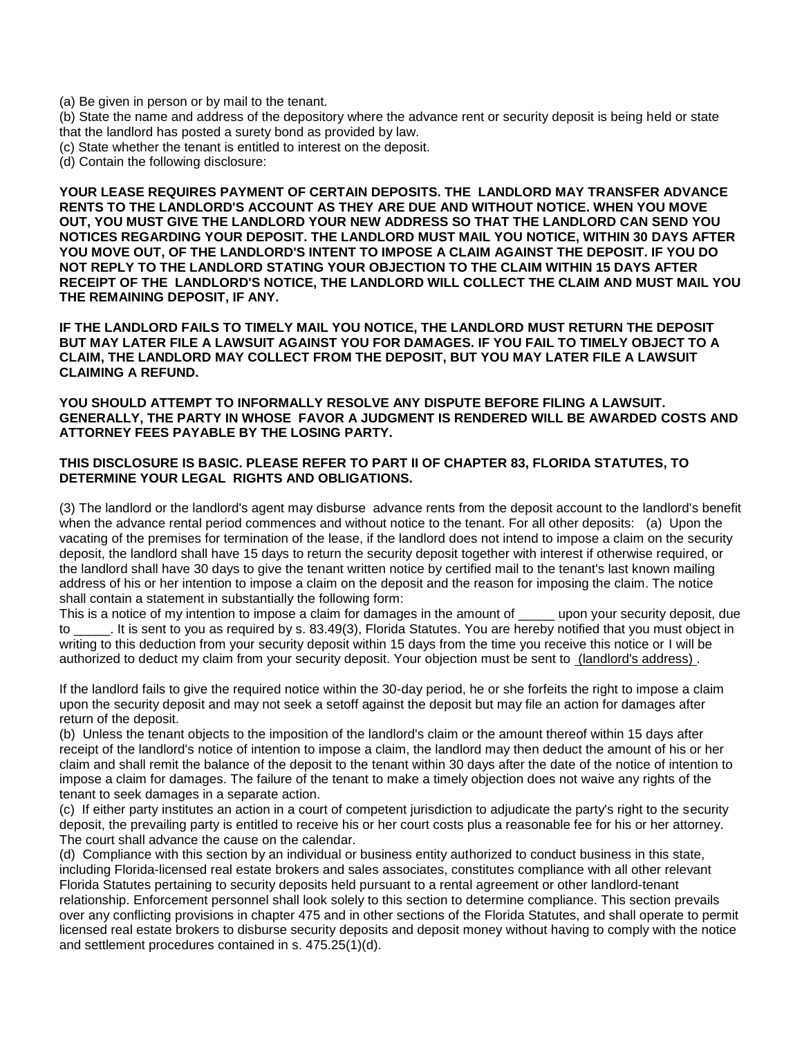(a) Be given in person or by mail to the tenant.
(b) State the name and address of the depository where the advance rent or security deposit is being held or state that the landlord has posted a surety bond as provided by law.
(c) State whether the tenant is entitled to interest on the deposit.
(d) Contain the following disclosure:

**YOUR LEASE REQUIRES PAYMENT OF CERTAIN DEPOSITS. THE LANDLORD MAY TRANSFER ADVANCE RENTS TO THE LANDLORD'S ACCOUNT AS THEY ARE DUE AND WITHOUT NOTICE. WHEN YOU MOVE OUT, YOU MUST GIVE THE LANDLORD YOUR NEW ADDRESS SO THAT THE LANDLORD CAN SEND YOU NOTICES REGARDING YOUR DEPOSIT. THE LANDLORD MUST MAIL YOU NOTICE, WITHIN 30 DAYS AFTER YOU MOVE OUT, OF THE LANDLORD'S INTENT TO IMPOSE A CLAIM AGAINST THE DEPOSIT. IF YOU DO NOT REPLY TO THE LANDLORD STATING YOUR OBJECTION TO THE CLAIM WITHIN 15 DAYS AFTER RECEIPT OF THE LANDLORD'S NOTICE, THE LANDLORD WILL COLLECT THE CLAIM AND MUST MAIL YOU THE REMAINING DEPOSIT, IF ANY.**

**IF THE LANDLORD FAILS TO TIMELY MAIL YOU NOTICE, THE LANDLORD MUST RETURN THE DEPOSIT BUT MAY LATER FILE A LAWSUIT AGAINST YOU FOR DAMAGES. IF YOU FAIL TO TIMELY OBJECT TO A CLAIM, THE LANDLORD MAY COLLECT FROM THE DEPOSIT, BUT YOU MAY LATER FILE A LAWSUIT CLAIMING A REFUND.**

**YOU SHOULD ATTEMPT TO INFORMALLY RESOLVE ANY DISPUTE BEFORE FILING A LAWSUIT. GENERALLY, THE PARTY IN WHOSE FAVOR A JUDGMENT IS RENDERED WILL BE AWARDED COSTS AND ATTORNEY FEES PAYABLE BY THE LOSING PARTY.**

**THIS DISCLOSURE IS BASIC. PLEASE REFER TO PART II OF CHAPTER 83, FLORIDA STATUTES, TO DETERMINE YOUR LEGAL RIGHTS AND OBLIGATIONS.**

(3) The landlord or the landlord's agent may disburse advance rents from the deposit account to the landlord's benefit when the advance rental period commences and without notice to the tenant. For all other deposits: (a) Upon the vacating of the premises for termination of the lease, if the landlord does not intend to impose a claim on the security deposit, the landlord shall have 15 days to return the security deposit together with interest if otherwise required, or the landlord shall have 30 days to give the tenant written notice by certified mail to the tenant's last known mailing address of his or her intention to impose a claim on the deposit and the reason for imposing the claim. The notice shall contain a statement in substantially the following form:
This is a notice of my intention to impose a claim for damages in the amount of _____ upon your security deposit, due to _____. It is sent to you as required by s. 83.49(3), Florida Statutes. You are hereby notified that you must object in writing to this deduction from your security deposit within 15 days from the time you receive this notice or I will be authorized to deduct my claim from your security deposit. Your objection must be sent to (landlord's address).

If the landlord fails to give the required notice within the 30-day period, he or she forfeits the right to impose a claim upon the security deposit and may not seek a setoff against the deposit but may file an action for damages after return of the deposit.
(b) Unless the tenant objects to the imposition of the landlord's claim or the amount thereof within 15 days after receipt of the landlord's notice of intention to impose a claim, the landlord may then deduct the amount of his or her claim and shall remit the balance of the deposit to the tenant within 30 days after the date of the notice of intention to impose a claim for damages. The failure of the tenant to make a timely objection does not waive any rights of the tenant to seek damages in a separate action.
(c) If either party institutes an action in a court of competent jurisdiction to adjudicate the party's right to the security deposit, the prevailing party is entitled to receive his or her court costs plus a reasonable fee for his or her attorney. The court shall advance the cause on the calendar.
(d) Compliance with this section by an individual or business entity authorized to conduct business in this state, including Florida-licensed real estate brokers and sales associates, constitutes compliance with all other relevant Florida Statutes pertaining to security deposits held pursuant to a rental agreement or other landlord-tenant relationship. Enforcement personnel shall look solely to this section to determine compliance. This section prevails over any conflicting provisions in chapter 475 and in other sections of the Florida Statutes, and shall operate to permit licensed real estate brokers to disburse security deposits and deposit money without having to comply with the notice and settlement procedures contained in s. 475.25(1)(d).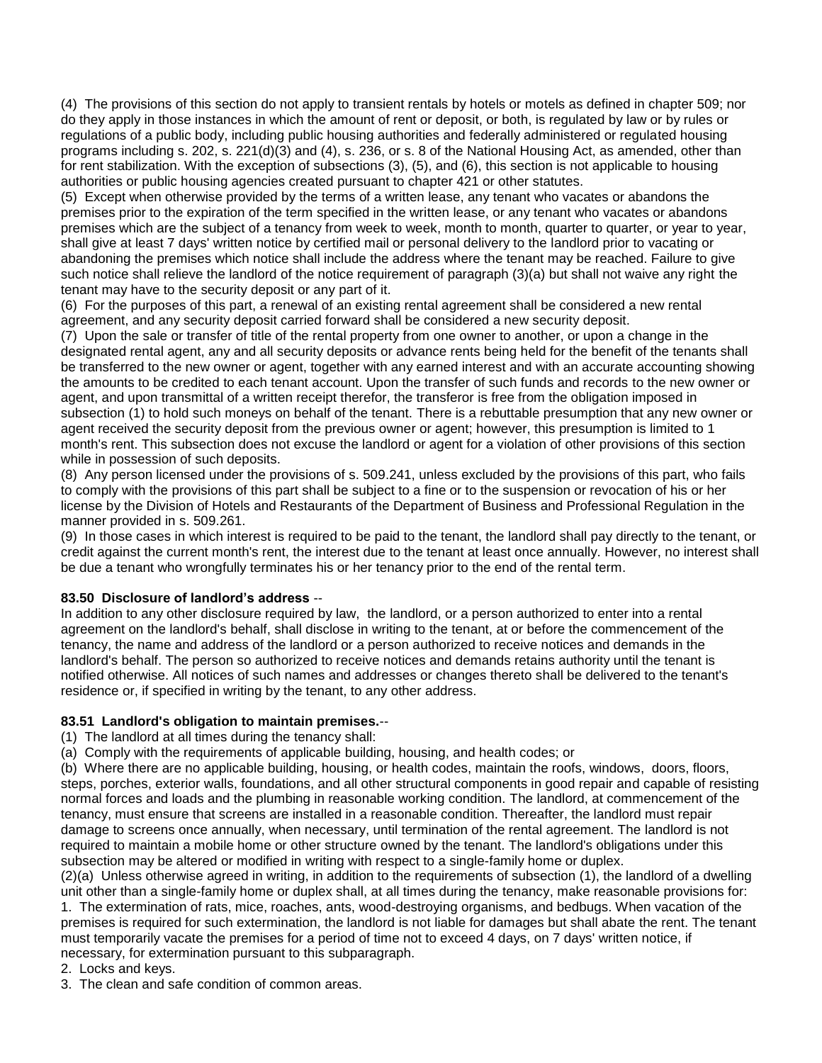(4) The provisions of this section do not apply to transient rentals by hotels or motels as defined in chapter 509; nor do they apply in those instances in which the amount of rent or deposit, or both, is regulated by law or by rules or regulations of a public body, including public housing authorities and federally administered or regulated housing programs including s. 202, s. 221(d)(3) and (4), s. 236, or s. 8 of the National Housing Act, as amended, other than for rent stabilization. With the exception of subsections (3), (5), and (6), this section is not applicable to housing authorities or public housing agencies created pursuant to chapter 421 or other statutes.

(5) Except when otherwise provided by the terms of a written lease, any tenant who vacates or abandons the premises prior to the expiration of the term specified in the written lease, or any tenant who vacates or abandons premises which are the subject of a tenancy from week to week, month to month, quarter to quarter, or year to year, shall give at least 7 days' written notice by certified mail or personal delivery to the landlord prior to vacating or abandoning the premises which notice shall include the address where the tenant may be reached. Failure to give such notice shall relieve the landlord of the notice requirement of paragraph (3)(a) but shall not waive any right the tenant may have to the security deposit or any part of it.

(6) For the purposes of this part, a renewal of an existing rental agreement shall be considered a new rental agreement, and any security deposit carried forward shall be considered a new security deposit.

(7) Upon the sale or transfer of title of the rental property from one owner to another, or upon a change in the designated rental agent, any and all security deposits or advance rents being held for the benefit of the tenants shall be transferred to the new owner or agent, together with any earned interest and with an accurate accounting showing the amounts to be credited to each tenant account. Upon the transfer of such funds and records to the new owner or agent, and upon transmittal of a written receipt therefor, the transferor is free from the obligation imposed in subsection (1) to hold such moneys on behalf of the tenant. There is a rebuttable presumption that any new owner or agent received the security deposit from the previous owner or agent; however, this presumption is limited to 1 month's rent. This subsection does not excuse the landlord or agent for a violation of other provisions of this section while in possession of such deposits.

(8) Any person licensed under the provisions of s. 509.241, unless excluded by the provisions of this part, who fails to comply with the provisions of this part shall be subject to a fine or to the suspension or revocation of his or her license by the Division of Hotels and Restaurants of the Department of Business and Professional Regulation in the manner provided in s. 509.261.

(9) In those cases in which interest is required to be paid to the tenant, the landlord shall pay directly to the tenant, or credit against the current month's rent, the interest due to the tenant at least once annually. However, no interest shall be due a tenant who wrongfully terminates his or her tenancy prior to the end of the rental term.

**83.50 Disclosure of landlord's address** --

In addition to any other disclosure required by law, the landlord, or a person authorized to enter into a rental agreement on the landlord's behalf, shall disclose in writing to the tenant, at or before the commencement of the tenancy, the name and address of the landlord or a person authorized to receive notices and demands in the landlord's behalf. The person so authorized to receive notices and demands retains authority until the tenant is notified otherwise. All notices of such names and addresses or changes thereto shall be delivered to the tenant's residence or, if specified in writing by the tenant, to any other address.

**83.51 Landlord's obligation to maintain premises.**--

(1) The landlord at all times during the tenancy shall:

(a) Comply with the requirements of applicable building, housing, and health codes; or

(b) Where there are no applicable building, housing, or health codes, maintain the roofs, windows, doors, floors, steps, porches, exterior walls, foundations, and all other structural components in good repair and capable of resisting normal forces and loads and the plumbing in reasonable working condition. The landlord, at commencement of the tenancy, must ensure that screens are installed in a reasonable condition. Thereafter, the landlord must repair damage to screens once annually, when necessary, until termination of the rental agreement. The landlord is not required to maintain a mobile home or other structure owned by the tenant. The landlord's obligations under this subsection may be altered or modified in writing with respect to a single-family home or duplex.

(2)(a) Unless otherwise agreed in writing, in addition to the requirements of subsection (1), the landlord of a dwelling unit other than a single-family home or duplex shall, at all times during the tenancy, make reasonable provisions for:

1. The extermination of rats, mice, roaches, ants, wood-destroying organisms, and bedbugs. When vacation of the premises is required for such extermination, the landlord is not liable for damages but shall abate the rent. The tenant must temporarily vacate the premises for a period of time not to exceed 4 days, on 7 days' written notice, if necessary, for extermination pursuant to this subparagraph.
2. Locks and keys.
3. The clean and safe condition of common areas.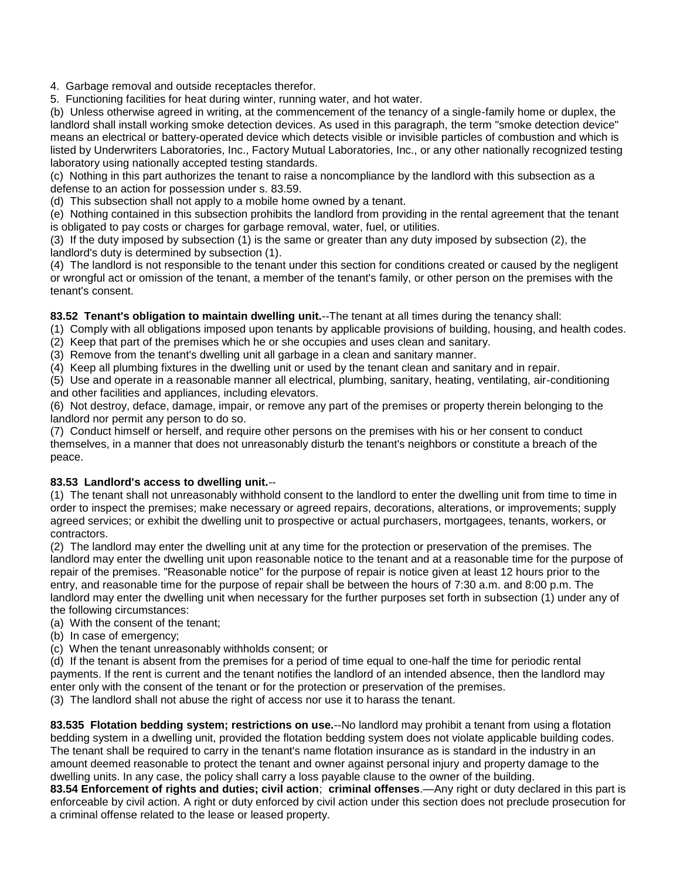4. Garbage removal and outside receptacles therefor.
5. Functioning facilities for heat during winter, running water, and hot water.

(b) Unless otherwise agreed in writing, at the commencement of the tenancy of a single-family home or duplex, the landlord shall install working smoke detection devices. As used in this paragraph, the term "smoke detection device" means an electrical or battery-operated device which detects visible or invisible particles of combustion and which is listed by Underwriters Laboratories, Inc., Factory Mutual Laboratories, Inc., or any other nationally recognized testing laboratory using nationally accepted testing standards.

(c) Nothing in this part authorizes the tenant to raise a noncompliance by the landlord with this subsection as a defense to an action for possession under s. 83.59.

(d) This subsection shall not apply to a mobile home owned by a tenant.

(e) Nothing contained in this subsection prohibits the landlord from providing in the rental agreement that the tenant is obligated to pay costs or charges for garbage removal, water, fuel, or utilities.

(3) If the duty imposed by subsection (1) is the same or greater than any duty imposed by subsection (2), the landlord's duty is determined by subsection (1).

(4) The landlord is not responsible to the tenant under this section for conditions created or caused by the negligent or wrongful act or omission of the tenant, a member of the tenant's family, or other person on the premises with the tenant's consent.

**83.52 Tenant's obligation to maintain dwelling unit.**--The tenant at all times during the tenancy shall:

(1) Comply with all obligations imposed upon tenants by applicable provisions of building, housing, and health codes.
(2) Keep that part of the premises which he or she occupies and uses clean and sanitary.
(3) Remove from the tenant's dwelling unit all garbage in a clean and sanitary manner.
(4) Keep all plumbing fixtures in the dwelling unit or used by the tenant clean and sanitary and in repair.
(5) Use and operate in a reasonable manner all electrical, plumbing, sanitary, heating, ventilating, air-conditioning and other facilities and appliances, including elevators.
(6) Not destroy, deface, damage, impair, or remove any part of the premises or property therein belonging to the landlord nor permit any person to do so.
(7) Conduct himself or herself, and require other persons on the premises with his or her consent to conduct themselves, in a manner that does not unreasonably disturb the tenant's neighbors or constitute a breach of the peace.

**83.53 Landlord's access to dwelling unit.**--

(1) The tenant shall not unreasonably withhold consent to the landlord to enter the dwelling unit from time to time in order to inspect the premises; make necessary or agreed repairs, decorations, alterations, or improvements; supply agreed services; or exhibit the dwelling unit to prospective or actual purchasers, mortgagees, tenants, workers, or contractors.

(2) The landlord may enter the dwelling unit at any time for the protection or preservation of the premises. The landlord may enter the dwelling unit upon reasonable notice to the tenant and at a reasonable time for the purpose of repair of the premises. "Reasonable notice" for the purpose of repair is notice given at least 12 hours prior to the entry, and reasonable time for the purpose of repair shall be between the hours of 7:30 a.m. and 8:00 p.m. The landlord may enter the dwelling unit when necessary for the further purposes set forth in subsection (1) under any of the following circumstances:

(a) With the consent of the tenant;
(b) In case of emergency;
(c) When the tenant unreasonably withholds consent; or
(d) If the tenant is absent from the premises for a period of time equal to one-half the time for periodic rental payments. If the rent is current and the tenant notifies the landlord of an intended absence, then the landlord may enter only with the consent of the tenant or for the protection or preservation of the premises.

(3) The landlord shall not abuse the right of access nor use it to harass the tenant.

**83.535 Flotation bedding system; restrictions on use.**--No landlord may prohibit a tenant from using a flotation bedding system in a dwelling unit, provided the flotation bedding system does not violate applicable building codes. The tenant shall be required to carry in the tenant's name flotation insurance as is standard in the industry in an amount deemed reasonable to protect the tenant and owner against personal injury and property damage to the dwelling units. In any case, the policy shall carry a loss payable clause to the owner of the building.

**83.54 Enforcement of rights and duties; civil action**; **criminal offenses**.—Any right or duty declared in this part is enforceable by civil action. A right or duty enforced by civil action under this section does not preclude prosecution for a criminal offense related to the lease or leased property.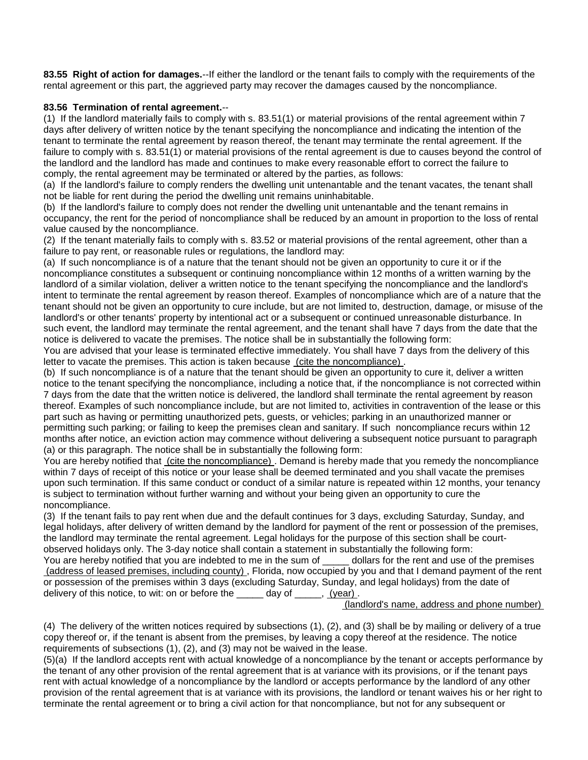**83.55 Right of action for damages.**--If either the landlord or the tenant fails to comply with the requirements of the rental agreement or this part, the aggrieved party may recover the damages caused by the noncompliance.

**83.56 Termination of rental agreement.**--

(1) If the landlord materially fails to comply with s. 83.51(1) or material provisions of the rental agreement within 7 days after delivery of written notice by the tenant specifying the noncompliance and indicating the intention of the tenant to terminate the rental agreement by reason thereof, the tenant may terminate the rental agreement. If the failure to comply with s. 83.51(1) or material provisions of the rental agreement is due to causes beyond the control of the landlord and the landlord has made and continues to make every reasonable effort to correct the failure to comply, the rental agreement may be terminated or altered by the parties, as follows:

(a) If the landlord's failure to comply renders the dwelling unit untenantable and the tenant vacates, the tenant shall not be liable for rent during the period the dwelling unit remains uninhabitable.

(b) If the landlord's failure to comply does not render the dwelling unit untenantable and the tenant remains in occupancy, the rent for the period of noncompliance shall be reduced by an amount in proportion to the loss of rental value caused by the noncompliance.

(2) If the tenant materially fails to comply with s. 83.52 or material provisions of the rental agreement, other than a failure to pay rent, or reasonable rules or regulations, the landlord may:

(a) If such noncompliance is of a nature that the tenant should not be given an opportunity to cure it or if the noncompliance constitutes a subsequent or continuing noncompliance within 12 months of a written warning by the landlord of a similar violation, deliver a written notice to the tenant specifying the noncompliance and the landlord's intent to terminate the rental agreement by reason thereof. Examples of noncompliance which are of a nature that the tenant should not be given an opportunity to cure include, but are not limited to, destruction, damage, or misuse of the landlord's or other tenants' property by intentional act or a subsequent or continued unreasonable disturbance. In such event, the landlord may terminate the rental agreement, and the tenant shall have 7 days from the date that the notice is delivered to vacate the premises. The notice shall be in substantially the following form:

You are advised that your lease is terminated effective immediately. You shall have 7 days from the delivery of this letter to vacate the premises. This action is taken because (cite the noncompliance) .

(b) If such noncompliance is of a nature that the tenant should be given an opportunity to cure it, deliver a written notice to the tenant specifying the noncompliance, including a notice that, if the noncompliance is not corrected within 7 days from the date that the written notice is delivered, the landlord shall terminate the rental agreement by reason thereof. Examples of such noncompliance include, but are not limited to, activities in contravention of the lease or this part such as having or permitting unauthorized pets, guests, or vehicles; parking in an unauthorized manner or permitting such parking; or failing to keep the premises clean and sanitary. If such noncompliance recurs within 12 months after notice, an eviction action may commence without delivering a subsequent notice pursuant to paragraph (a) or this paragraph. The notice shall be in substantially the following form:

You are hereby notified that (cite the noncompliance) . Demand is hereby made that you remedy the noncompliance within 7 days of receipt of this notice or your lease shall be deemed terminated and you shall vacate the premises upon such termination. If this same conduct or conduct of a similar nature is repeated within 12 months, your tenancy is subject to termination without further warning and without your being given an opportunity to cure the noncompliance.

(3) If the tenant fails to pay rent when due and the default continues for 3 days, excluding Saturday, Sunday, and legal holidays, after delivery of written demand by the landlord for payment of the rent or possession of the premises, the landlord may terminate the rental agreement. Legal holidays for the purpose of this section shall be court-observed holidays only. The 3-day notice shall contain a statement in substantially the following form:

You are hereby notified that you are indebted to me in the sum of _____ dollars for the rent and use of the premises (address of leased premises, including county) , Florida, now occupied by you and that I demand payment of the rent or possession of the premises within 3 days (excluding Saturday, Sunday, and legal holidays) from the date of delivery of this notice, to wit: on or before the _____ day of _____, (year) .

(landlord's name, address and phone number)

(4) The delivery of the written notices required by subsections (1), (2), and (3) shall be by mailing or delivery of a true copy thereof or, if the tenant is absent from the premises, by leaving a copy thereof at the residence. The notice requirements of subsections (1), (2), and (3) may not be waived in the lease.

(5)(a) If the landlord accepts rent with actual knowledge of a noncompliance by the tenant or accepts performance by the tenant of any other provision of the rental agreement that is at variance with its provisions, or if the tenant pays rent with actual knowledge of a noncompliance by the landlord or accepts performance by the landlord of any other provision of the rental agreement that is at variance with its provisions, the landlord or tenant waives his or her right to terminate the rental agreement or to bring a civil action for that noncompliance, but not for any subsequent or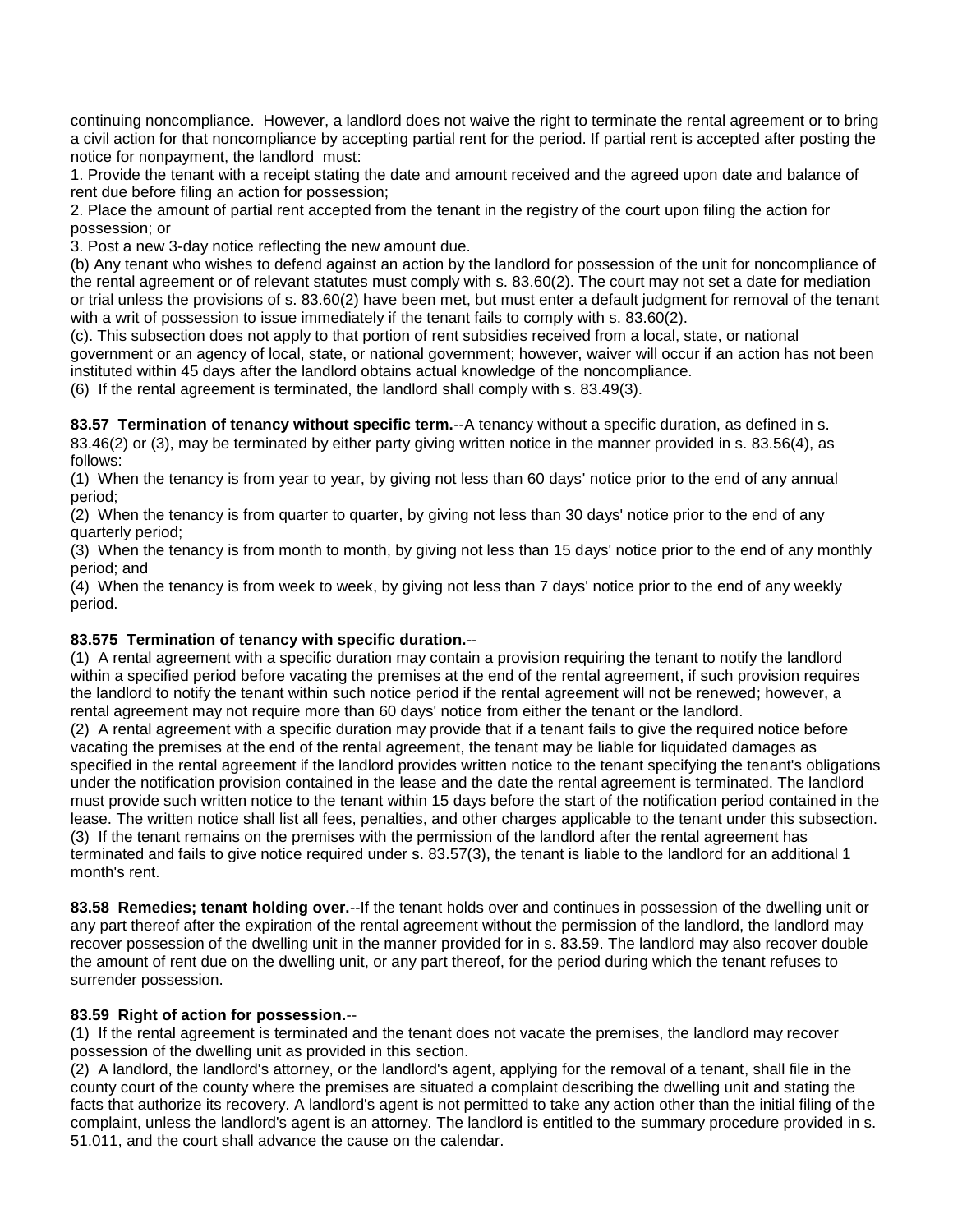continuing noncompliance. However, a landlord does not waive the right to terminate the rental agreement or to bring a civil action for that noncompliance by accepting partial rent for the period. If partial rent is accepted after posting the notice for nonpayment, the landlord must:

1. Provide the tenant with a receipt stating the date and amount received and the agreed upon date and balance of rent due before filing an action for possession;
2. Place the amount of partial rent accepted from the tenant in the registry of the court upon filing the action for possession; or
3. Post a new 3-day notice reflecting the new amount due.

(b) Any tenant who wishes to defend against an action by the landlord for possession of the unit for noncompliance of the rental agreement or of relevant statutes must comply with s. 83.60(2). The court may not set a date for mediation or trial unless the provisions of s. 83.60(2) have been met, but must enter a default judgment for removal of the tenant with a writ of possession to issue immediately if the tenant fails to comply with s. 83.60(2).

(c). This subsection does not apply to that portion of rent subsidies received from a local, state, or national government or an agency of local, state, or national government; however, waiver will occur if an action has not been instituted within 45 days after the landlord obtains actual knowledge of the noncompliance.

(6) If the rental agreement is terminated, the landlord shall comply with s. 83.49(3).

**83.57 Termination of tenancy without specific term.**--A tenancy without a specific duration, as defined in s. 83.46(2) or (3), may be terminated by either party giving written notice in the manner provided in s. 83.56(4), as follows:

(1) When the tenancy is from year to year, by giving not less than 60 days' notice prior to the end of any annual period;

(2) When the tenancy is from quarter to quarter, by giving not less than 30 days' notice prior to the end of any quarterly period;

(3) When the tenancy is from month to month, by giving not less than 15 days' notice prior to the end of any monthly period; and

(4) When the tenancy is from week to week, by giving not less than 7 days' notice prior to the end of any weekly period.

**83.575 Termination of tenancy with specific duration.**--

(1) A rental agreement with a specific duration may contain a provision requiring the tenant to notify the landlord within a specified period before vacating the premises at the end of the rental agreement, if such provision requires the landlord to notify the tenant within such notice period if the rental agreement will not be renewed; however, a rental agreement may not require more than 60 days' notice from either the tenant or the landlord.

(2) A rental agreement with a specific duration may provide that if a tenant fails to give the required notice before vacating the premises at the end of the rental agreement, the tenant may be liable for liquidated damages as specified in the rental agreement if the landlord provides written notice to the tenant specifying the tenant's obligations under the notification provision contained in the lease and the date the rental agreement is terminated. The landlord must provide such written notice to the tenant within 15 days before the start of the notification period contained in the lease. The written notice shall list all fees, penalties, and other charges applicable to the tenant under this subsection.

(3) If the tenant remains on the premises with the permission of the landlord after the rental agreement has terminated and fails to give notice required under s. 83.57(3), the tenant is liable to the landlord for an additional 1 month's rent.

**83.58 Remedies; tenant holding over.**--If the tenant holds over and continues in possession of the dwelling unit or any part thereof after the expiration of the rental agreement without the permission of the landlord, the landlord may recover possession of the dwelling unit in the manner provided for in s. 83.59. The landlord may also recover double the amount of rent due on the dwelling unit, or any part thereof, for the period during which the tenant refuses to surrender possession.

**83.59 Right of action for possession.**--

(1) If the rental agreement is terminated and the tenant does not vacate the premises, the landlord may recover possession of the dwelling unit as provided in this section.

(2) A landlord, the landlord's attorney, or the landlord's agent, applying for the removal of a tenant, shall file in the county court of the county where the premises are situated a complaint describing the dwelling unit and stating the facts that authorize its recovery. A landlord's agent is not permitted to take any action other than the initial filing of the complaint, unless the landlord's agent is an attorney. The landlord is entitled to the summary procedure provided in s. 51.011, and the court shall advance the cause on the calendar.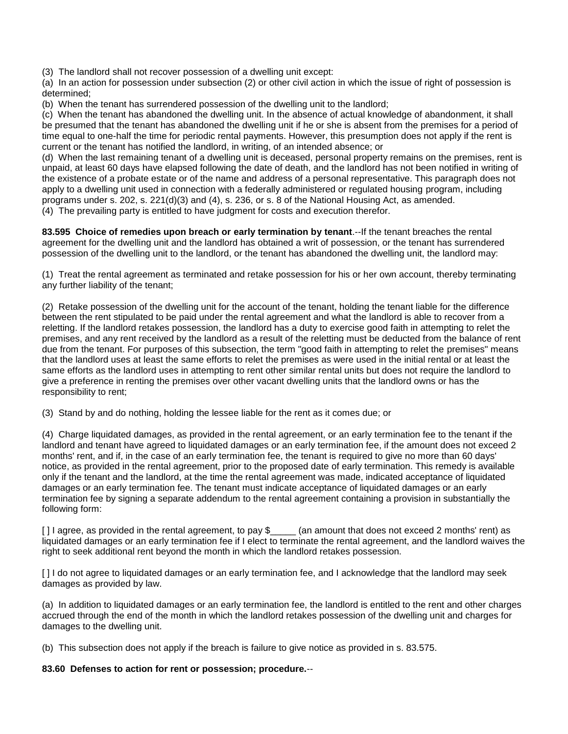(3) The landlord shall not recover possession of a dwelling unit except:

(a) In an action for possession under subsection (2) or other civil action in which the issue of right of possession is determined;

(b) When the tenant has surrendered possession of the dwelling unit to the landlord;

(c) When the tenant has abandoned the dwelling unit. In the absence of actual knowledge of abandonment, it shall be presumed that the tenant has abandoned the dwelling unit if he or she is absent from the premises for a period of time equal to one-half the time for periodic rental payments. However, this presumption does not apply if the rent is current or the tenant has notified the landlord, in writing, of an intended absence; or

(d) When the last remaining tenant of a dwelling unit is deceased, personal property remains on the premises, rent is unpaid, at least 60 days have elapsed following the date of death, and the landlord has not been notified in writing of the existence of a probate estate or of the name and address of a personal representative. This paragraph does not apply to a dwelling unit used in connection with a federally administered or regulated housing program, including programs under s. 202, s. 221(d)(3) and (4), s. 236, or s. 8 of the National Housing Act, as amended.

(4) The prevailing party is entitled to have judgment for costs and execution therefor.

**83.595 Choice of remedies upon breach or early termination by tenant**.--If the tenant breaches the rental agreement for the dwelling unit and the landlord has obtained a writ of possession, or the tenant has surrendered possession of the dwelling unit to the landlord, or the tenant has abandoned the dwelling unit, the landlord may:

(1) Treat the rental agreement as terminated and retake possession for his or her own account, thereby terminating any further liability of the tenant;

(2) Retake possession of the dwelling unit for the account of the tenant, holding the tenant liable for the difference between the rent stipulated to be paid under the rental agreement and what the landlord is able to recover from a reletting. If the landlord retakes possession, the landlord has a duty to exercise good faith in attempting to relet the premises, and any rent received by the landlord as a result of the reletting must be deducted from the balance of rent due from the tenant. For purposes of this subsection, the term "good faith in attempting to relet the premises" means that the landlord uses at least the same efforts to relet the premises as were used in the initial rental or at least the same efforts as the landlord uses in attempting to rent other similar rental units but does not require the landlord to give a preference in renting the premises over other vacant dwelling units that the landlord owns or has the responsibility to rent;

(3) Stand by and do nothing, holding the lessee liable for the rent as it comes due; or

(4) Charge liquidated damages, as provided in the rental agreement, or an early termination fee to the tenant if the landlord and tenant have agreed to liquidated damages or an early termination fee, if the amount does not exceed 2 months' rent, and if, in the case of an early termination fee, the tenant is required to give no more than 60 days' notice, as provided in the rental agreement, prior to the proposed date of early termination. This remedy is available only if the tenant and the landlord, at the time the rental agreement was made, indicated acceptance of liquidated damages or an early termination fee. The tenant must indicate acceptance of liquidated damages or an early termination fee by signing a separate addendum to the rental agreement containing a provision in substantially the following form:

[ ] I agree, as provided in the rental agreement, to pay $_____ (an amount that does not exceed 2 months' rent) as liquidated damages or an early termination fee if I elect to terminate the rental agreement, and the landlord waives the right to seek additional rent beyond the month in which the landlord retakes possession.

[ ] I do not agree to liquidated damages or an early termination fee, and I acknowledge that the landlord may seek damages as provided by law.

(a) In addition to liquidated damages or an early termination fee, the landlord is entitled to the rent and other charges accrued through the end of the month in which the landlord retakes possession of the dwelling unit and charges for damages to the dwelling unit.

(b) This subsection does not apply if the breach is failure to give notice as provided in s. 83.575.

**83.60 Defenses to action for rent or possession; procedure.**--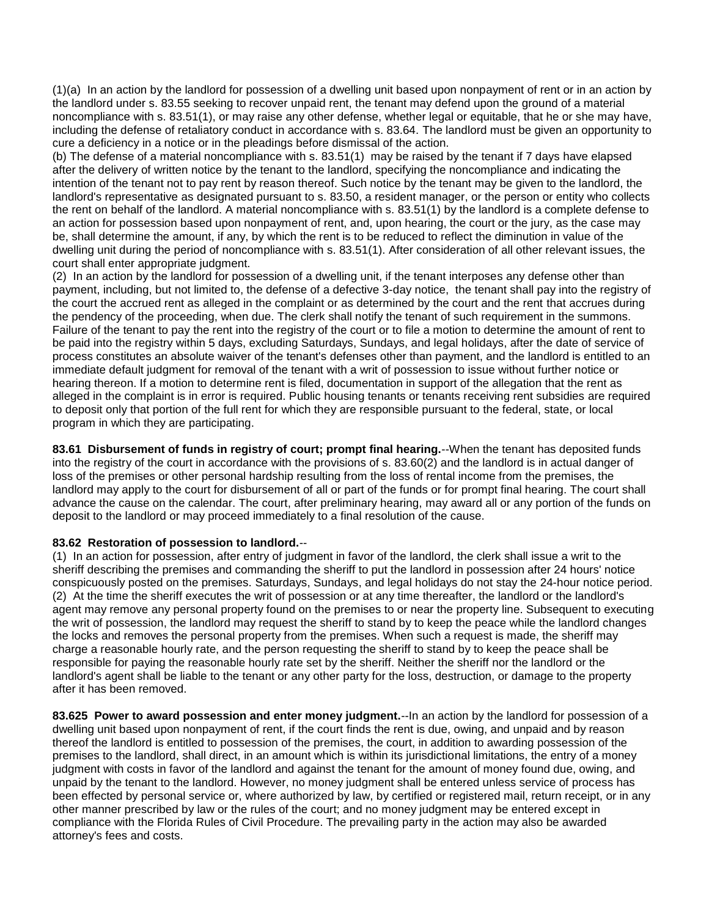(1)(a) In an action by the landlord for possession of a dwelling unit based upon nonpayment of rent or in an action by the landlord under s. 83.55 seeking to recover unpaid rent, the tenant may defend upon the ground of a material noncompliance with s. 83.51(1), or may raise any other defense, whether legal or equitable, that he or she may have, including the defense of retaliatory conduct in accordance with s. 83.64. The landlord must be given an opportunity to cure a deficiency in a notice or in the pleadings before dismissal of the action.

(b) The defense of a material noncompliance with s. 83.51(1) may be raised by the tenant if 7 days have elapsed after the delivery of written notice by the tenant to the landlord, specifying the noncompliance and indicating the intention of the tenant not to pay rent by reason thereof. Such notice by the tenant may be given to the landlord, the landlord's representative as designated pursuant to s. 83.50, a resident manager, or the person or entity who collects the rent on behalf of the landlord. A material noncompliance with s. 83.51(1) by the landlord is a complete defense to an action for possession based upon nonpayment of rent, and, upon hearing, the court or the jury, as the case may be, shall determine the amount, if any, by which the rent is to be reduced to reflect the diminution in value of the dwelling unit during the period of noncompliance with s. 83.51(1). After consideration of all other relevant issues, the court shall enter appropriate judgment.

(2) In an action by the landlord for possession of a dwelling unit, if the tenant interposes any defense other than payment, including, but not limited to, the defense of a defective 3-day notice, the tenant shall pay into the registry of the court the accrued rent as alleged in the complaint or as determined by the court and the rent that accrues during the pendency of the proceeding, when due. The clerk shall notify the tenant of such requirement in the summons. Failure of the tenant to pay the rent into the registry of the court or to file a motion to determine the amount of rent to be paid into the registry within 5 days, excluding Saturdays, Sundays, and legal holidays, after the date of service of process constitutes an absolute waiver of the tenant's defenses other than payment, and the landlord is entitled to an immediate default judgment for removal of the tenant with a writ of possession to issue without further notice or hearing thereon. If a motion to determine rent is filed, documentation in support of the allegation that the rent as alleged in the complaint is in error is required. Public housing tenants or tenants receiving rent subsidies are required to deposit only that portion of the full rent for which they are responsible pursuant to the federal, state, or local program in which they are participating.

**83.61 Disbursement of funds in registry of court; prompt final hearing.**--When the tenant has deposited funds into the registry of the court in accordance with the provisions of s. 83.60(2) and the landlord is in actual danger of loss of the premises or other personal hardship resulting from the loss of rental income from the premises, the landlord may apply to the court for disbursement of all or part of the funds or for prompt final hearing. The court shall advance the cause on the calendar. The court, after preliminary hearing, may award all or any portion of the funds on deposit to the landlord or may proceed immediately to a final resolution of the cause.

**83.62 Restoration of possession to landlord.**--

(1) In an action for possession, after entry of judgment in favor of the landlord, the clerk shall issue a writ to the sheriff describing the premises and commanding the sheriff to put the landlord in possession after 24 hours' notice conspicuously posted on the premises. Saturdays, Sundays, and legal holidays do not stay the 24-hour notice period.

(2) At the time the sheriff executes the writ of possession or at any time thereafter, the landlord or the landlord's agent may remove any personal property found on the premises to or near the property line. Subsequent to executing the writ of possession, the landlord may request the sheriff to stand by to keep the peace while the landlord changes the locks and removes the personal property from the premises. When such a request is made, the sheriff may charge a reasonable hourly rate, and the person requesting the sheriff to stand by to keep the peace shall be responsible for paying the reasonable hourly rate set by the sheriff. Neither the sheriff nor the landlord or the landlord's agent shall be liable to the tenant or any other party for the loss, destruction, or damage to the property after it has been removed.

**83.625 Power to award possession and enter money judgment.**--In an action by the landlord for possession of a dwelling unit based upon nonpayment of rent, if the court finds the rent is due, owing, and unpaid and by reason thereof the landlord is entitled to possession of the premises, the court, in addition to awarding possession of the premises to the landlord, shall direct, in an amount which is within its jurisdictional limitations, the entry of a money judgment with costs in favor of the landlord and against the tenant for the amount of money found due, owing, and unpaid by the tenant to the landlord. However, no money judgment shall be entered unless service of process has been effected by personal service or, where authorized by law, by certified or registered mail, return receipt, or in any other manner prescribed by law or the rules of the court; and no money judgment may be entered except in compliance with the Florida Rules of Civil Procedure. The prevailing party in the action may also be awarded attorney's fees and costs.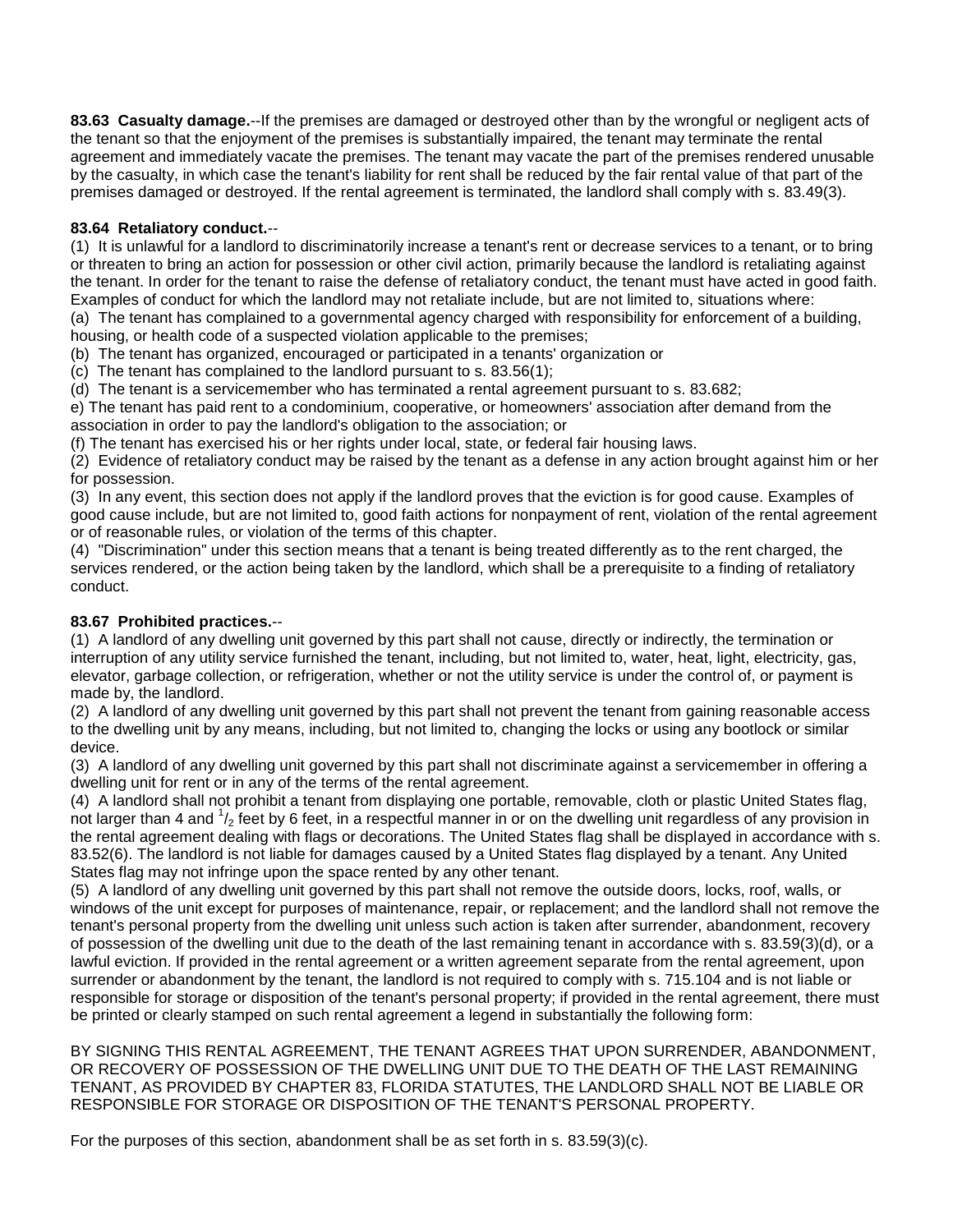**83.63 Casualty damage.**--If the premises are damaged or destroyed other than by the wrongful or negligent acts of the tenant so that the enjoyment of the premises is substantially impaired, the tenant may terminate the rental agreement and immediately vacate the premises. The tenant may vacate the part of the premises rendered unusable by the casualty, in which case the tenant's liability for rent shall be reduced by the fair rental value of that part of the premises damaged or destroyed. If the rental agreement is terminated, the landlord shall comply with s. 83.49(3).

**83.64 Retaliatory conduct.**--

(1) It is unlawful for a landlord to discriminatorily increase a tenant's rent or decrease services to a tenant, or to bring or threaten to bring an action for possession or other civil action, primarily because the landlord is retaliating against the tenant. In order for the tenant to raise the defense of retaliatory conduct, the tenant must have acted in good faith. Examples of conduct for which the landlord may not retaliate include, but are not limited to, situations where:

(a) The tenant has complained to a governmental agency charged with responsibility for enforcement of a building, housing, or health code of a suspected violation applicable to the premises;

(b) The tenant has organized, encouraged or participated in a tenants' organization or

(c) The tenant has complained to the landlord pursuant to s. 83.56(1);

(d) The tenant is a servicemember who has terminated a rental agreement pursuant to s. 83.682;

e) The tenant has paid rent to a condominium, cooperative, or homeowners' association after demand from the association in order to pay the landlord's obligation to the association; or

(f) The tenant has exercised his or her rights under local, state, or federal fair housing laws.

(2) Evidence of retaliatory conduct may be raised by the tenant as a defense in any action brought against him or her for possession.

(3) In any event, this section does not apply if the landlord proves that the eviction is for good cause. Examples of good cause include, but are not limited to, good faith actions for nonpayment of rent, violation of the rental agreement or of reasonable rules, or violation of the terms of this chapter.

(4) "Discrimination" under this section means that a tenant is being treated differently as to the rent charged, the services rendered, or the action being taken by the landlord, which shall be a prerequisite to a finding of retaliatory conduct.

**83.67 Prohibited practices.**--

(1) A landlord of any dwelling unit governed by this part shall not cause, directly or indirectly, the termination or interruption of any utility service furnished the tenant, including, but not limited to, water, heat, light, electricity, gas, elevator, garbage collection, or refrigeration, whether or not the utility service is under the control of, or payment is made by, the landlord.

(2) A landlord of any dwelling unit governed by this part shall not prevent the tenant from gaining reasonable access to the dwelling unit by any means, including, but not limited to, changing the locks or using any bootlock or similar device.

(3) A landlord of any dwelling unit governed by this part shall not discriminate against a servicemember in offering a dwelling unit for rent or in any of the terms of the rental agreement.

(4) A landlord shall not prohibit a tenant from displaying one portable, removable, cloth or plastic United States flag, not larger than 4 and 1/2 feet by 6 feet, in a respectful manner in or on the dwelling unit regardless of any provision in the rental agreement dealing with flags or decorations. The United States flag shall be displayed in accordance with s. 83.52(6). The landlord is not liable for damages caused by a United States flag displayed by a tenant. Any United States flag may not infringe upon the space rented by any other tenant.

(5) A landlord of any dwelling unit governed by this part shall not remove the outside doors, locks, roof, walls, or windows of the unit except for purposes of maintenance, repair, or replacement; and the landlord shall not remove the tenant's personal property from the dwelling unit unless such action is taken after surrender, abandonment, recovery of possession of the dwelling unit due to the death of the last remaining tenant in accordance with s. 83.59(3)(d), or a lawful eviction. If provided in the rental agreement or a written agreement separate from the rental agreement, upon surrender or abandonment by the tenant, the landlord is not required to comply with s. 715.104 and is not liable or responsible for storage or disposition of the tenant's personal property; if provided in the rental agreement, there must be printed or clearly stamped on such rental agreement a legend in substantially the following form:

BY SIGNING THIS RENTAL AGREEMENT, THE TENANT AGREES THAT UPON SURRENDER, ABANDONMENT, OR RECOVERY OF POSSESSION OF THE DWELLING UNIT DUE TO THE DEATH OF THE LAST REMAINING TENANT, AS PROVIDED BY CHAPTER 83, FLORIDA STATUTES, THE LANDLORD SHALL NOT BE LIABLE OR RESPONSIBLE FOR STORAGE OR DISPOSITION OF THE TENANT'S PERSONAL PROPERTY.

For the purposes of this section, abandonment shall be as set forth in s. 83.59(3)(c).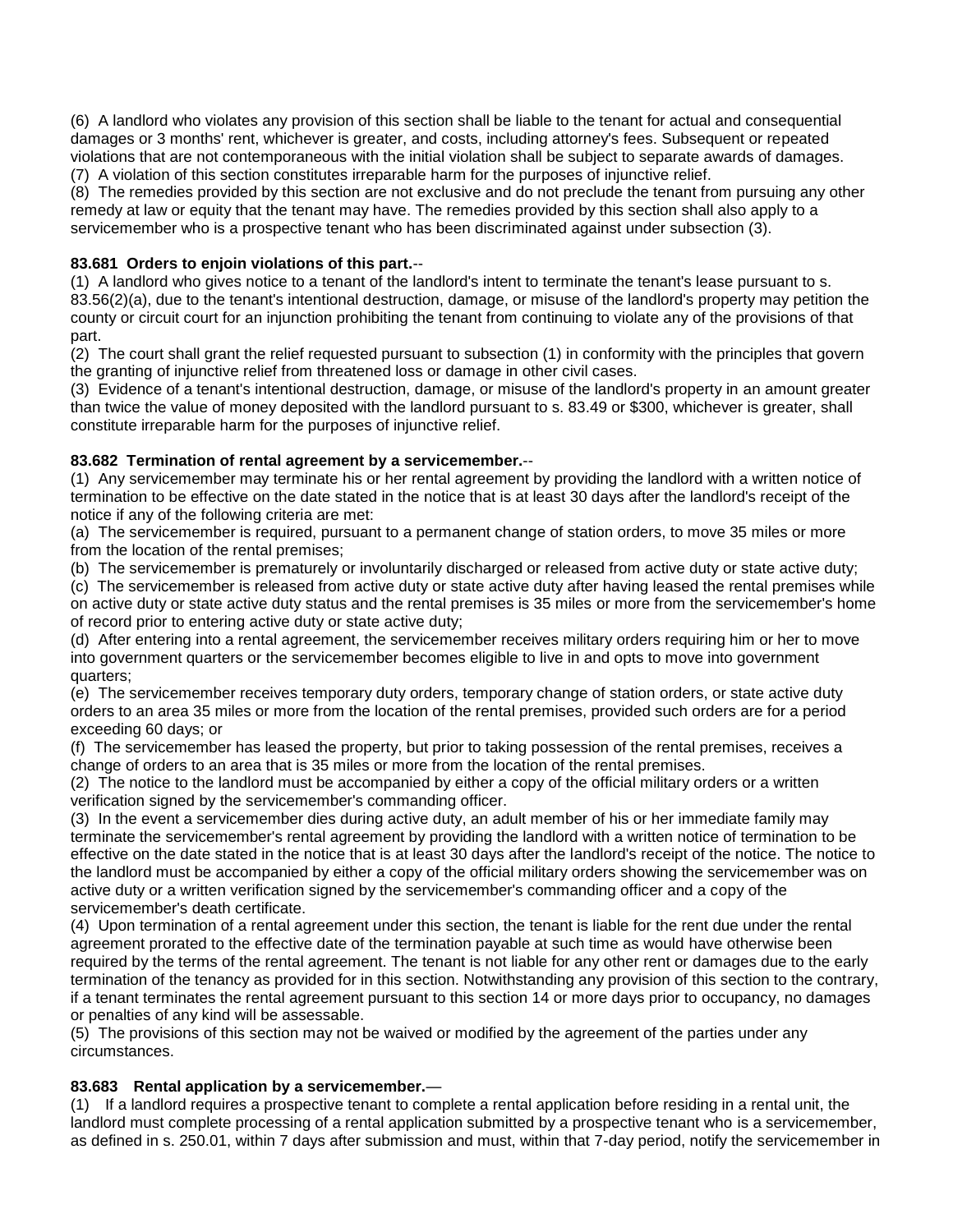(6) A landlord who violates any provision of this section shall be liable to the tenant for actual and consequential damages or 3 months' rent, whichever is greater, and costs, including attorney's fees. Subsequent or repeated violations that are not contemporaneous with the initial violation shall be subject to separate awards of damages.
(7) A violation of this section constitutes irreparable harm for the purposes of injunctive relief.
(8) The remedies provided by this section are not exclusive and do not preclude the tenant from pursuing any other remedy at law or equity that the tenant may have. The remedies provided by this section shall also apply to a servicemember who is a prospective tenant who has been discriminated against under subsection (3).

**83.681 Orders to enjoin violations of this part.**--
(1) A landlord who gives notice to a tenant of the landlord's intent to terminate the tenant's lease pursuant to s. 83.56(2)(a), due to the tenant's intentional destruction, damage, or misuse of the landlord's property may petition the county or circuit court for an injunction prohibiting the tenant from continuing to violate any of the provisions of that part.
(2) The court shall grant the relief requested pursuant to subsection (1) in conformity with the principles that govern the granting of injunctive relief from threatened loss or damage in other civil cases.
(3) Evidence of a tenant's intentional destruction, damage, or misuse of the landlord's property in an amount greater than twice the value of money deposited with the landlord pursuant to s. 83.49 or $300, whichever is greater, shall constitute irreparable harm for the purposes of injunctive relief.

**83.682 Termination of rental agreement by a servicemember.**--
(1) Any servicemember may terminate his or her rental agreement by providing the landlord with a written notice of termination to be effective on the date stated in the notice that is at least 30 days after the landlord's receipt of the notice if any of the following criteria are met:
(a) The servicemember is required, pursuant to a permanent change of station orders, to move 35 miles or more from the location of the rental premises;
(b) The servicemember is prematurely or involuntarily discharged or released from active duty or state active duty;
(c) The servicemember is released from active duty or state active duty after having leased the rental premises while on active duty or state active duty status and the rental premises is 35 miles or more from the servicemember's home of record prior to entering active duty or state active duty;
(d) After entering into a rental agreement, the servicemember receives military orders requiring him or her to move into government quarters or the servicemember becomes eligible to live in and opts to move into government quarters;
(e) The servicemember receives temporary duty orders, temporary change of station orders, or state active duty orders to an area 35 miles or more from the location of the rental premises, provided such orders are for a period exceeding 60 days; or
(f) The servicemember has leased the property, but prior to taking possession of the rental premises, receives a change of orders to an area that is 35 miles or more from the location of the rental premises.
(2) The notice to the landlord must be accompanied by either a copy of the official military orders or a written verification signed by the servicemember's commanding officer.
(3) In the event a servicemember dies during active duty, an adult member of his or her immediate family may terminate the servicemember's rental agreement by providing the landlord with a written notice of termination to be effective on the date stated in the notice that is at least 30 days after the landlord's receipt of the notice. The notice to the landlord must be accompanied by either a copy of the official military orders showing the servicemember was on active duty or a written verification signed by the servicemember's commanding officer and a copy of the servicemember's death certificate.
(4) Upon termination of a rental agreement under this section, the tenant is liable for the rent due under the rental agreement prorated to the effective date of the termination payable at such time as would have otherwise been required by the terms of the rental agreement. The tenant is not liable for any other rent or damages due to the early termination of the tenancy as provided for in this section. Notwithstanding any provision of this section to the contrary, if a tenant terminates the rental agreement pursuant to this section 14 or more days prior to occupancy, no damages or penalties of any kind will be assessable.
(5) The provisions of this section may not be waived or modified by the agreement of the parties under any circumstances.

**83.683 Rental application by a servicemember.**—
(1) If a landlord requires a prospective tenant to complete a rental application before residing in a rental unit, the landlord must complete processing of a rental application submitted by a prospective tenant who is a servicemember, as defined in s. 250.01, within 7 days after submission and must, within that 7-day period, notify the servicemember in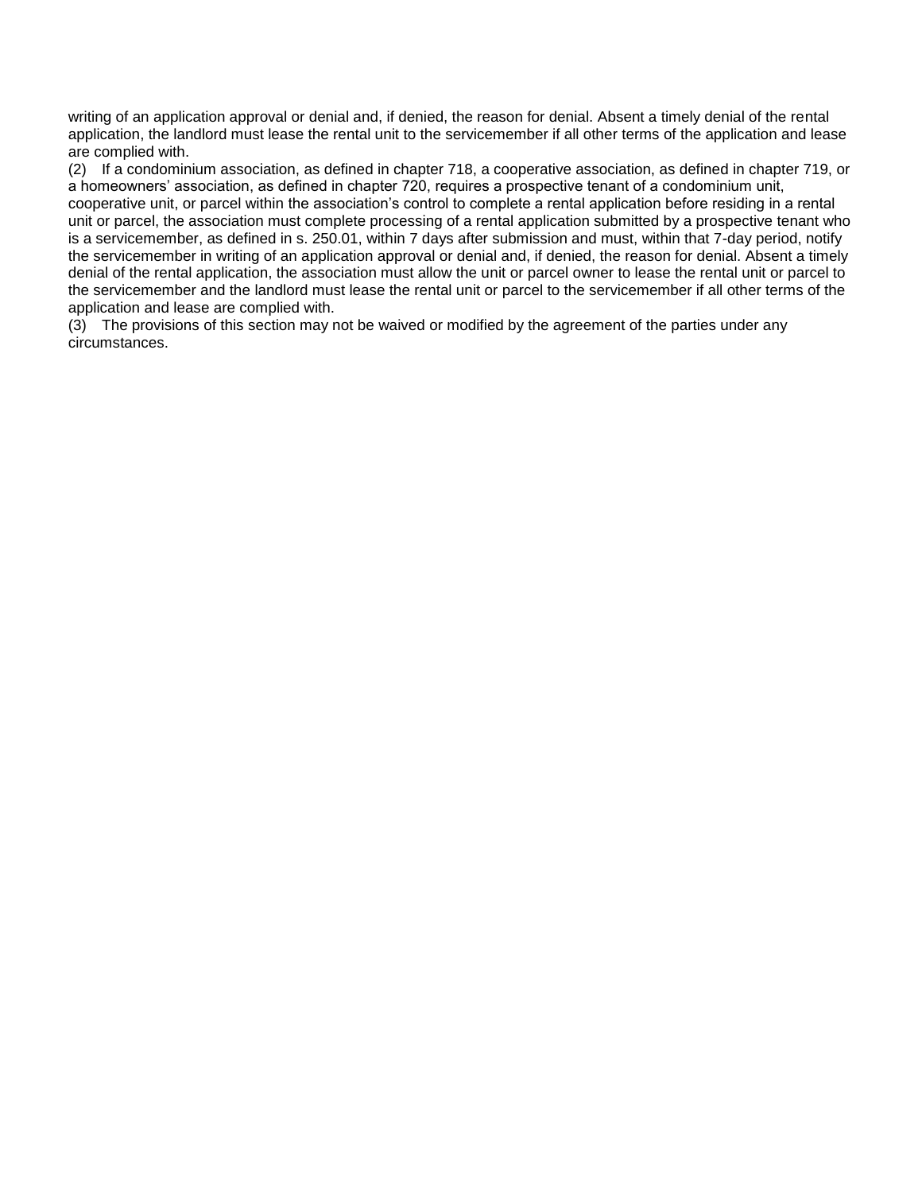writing of an application approval or denial and, if denied, the reason for denial. Absent a timely denial of the rental application, the landlord must lease the rental unit to the servicemember if all other terms of the application and lease are complied with.

(2) If a condominium association, as defined in chapter 718, a cooperative association, as defined in chapter 719, or a homeowners' association, as defined in chapter 720, requires a prospective tenant of a condominium unit, cooperative unit, or parcel within the association's control to complete a rental application before residing in a rental unit or parcel, the association must complete processing of a rental application submitted by a prospective tenant who is a servicemember, as defined in s. 250.01, within 7 days after submission and must, within that 7-day period, notify the servicemember in writing of an application approval or denial and, if denied, the reason for denial. Absent a timely denial of the rental application, the association must allow the unit or parcel owner to lease the rental unit or parcel to the servicemember and the landlord must lease the rental unit or parcel to the servicemember if all other terms of the application and lease are complied with.

(3) The provisions of this section may not be waived or modified by the agreement of the parties under any circumstances.